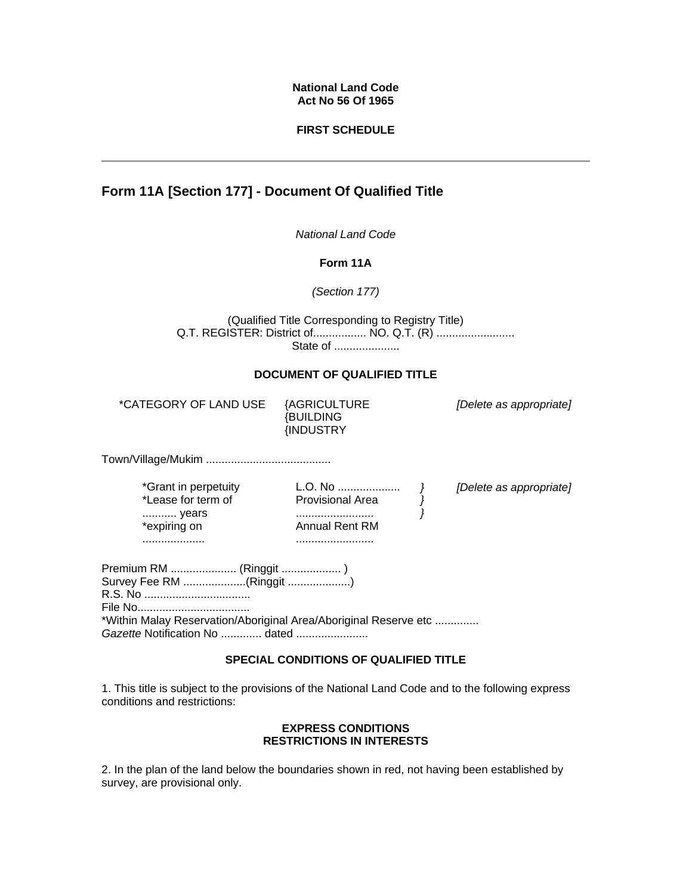**National Land Code**
**Act No 56 Of 1965**

**FIRST SCHEDULE**

---

## Form 11A [Section 177] - Document Of Qualified Title

*National Land Code*

**Form 11A**

*(Section 177)*

(Qualified Title Corresponding to Registry Title)
Q.T. REGISTER: District of................. NO. Q.T. (R) .........................
State of .....................

**DOCUMENT OF QUALIFIED TITLE**

| *CATEGORY OF LAND USE | {AGRICULTURE<br>{BUILDING<br>{INDUSTRY | *[Delete as appropriate]* |
|---|---|---|

Town/Village/Mukim ........................................

| *Grant in perpetuity<br>*Lease for term of<br>........... years<br>*expiring on<br>.................... | L.O. No ....................<br>Provisional Area<br>.........................<br>Annual Rent RM<br>......................... | }<br>}<br>} | *[Delete as appropriate]* |
|---|---|---|---|

Premium RM ..................... (Ringgit ................... )
Survey Fee RM ....................(Ringgit ....................)
R.S. No .................................
File No....................................
*Within Malay Reservation/Aboriginal Area/Aboriginal Reserve etc ..............
*Gazette* Notification No ............. dated .......................

**SPECIAL CONDITIONS OF QUALIFIED TITLE**

1. This title is subject to the provisions of the National Land Code and to the following express conditions and restrictions:

**EXPRESS CONDITIONS**
**RESTRICTIONS IN INTERESTS**

2. In the plan of the land below the boundaries shown in red, not having been established by survey, are provisional only.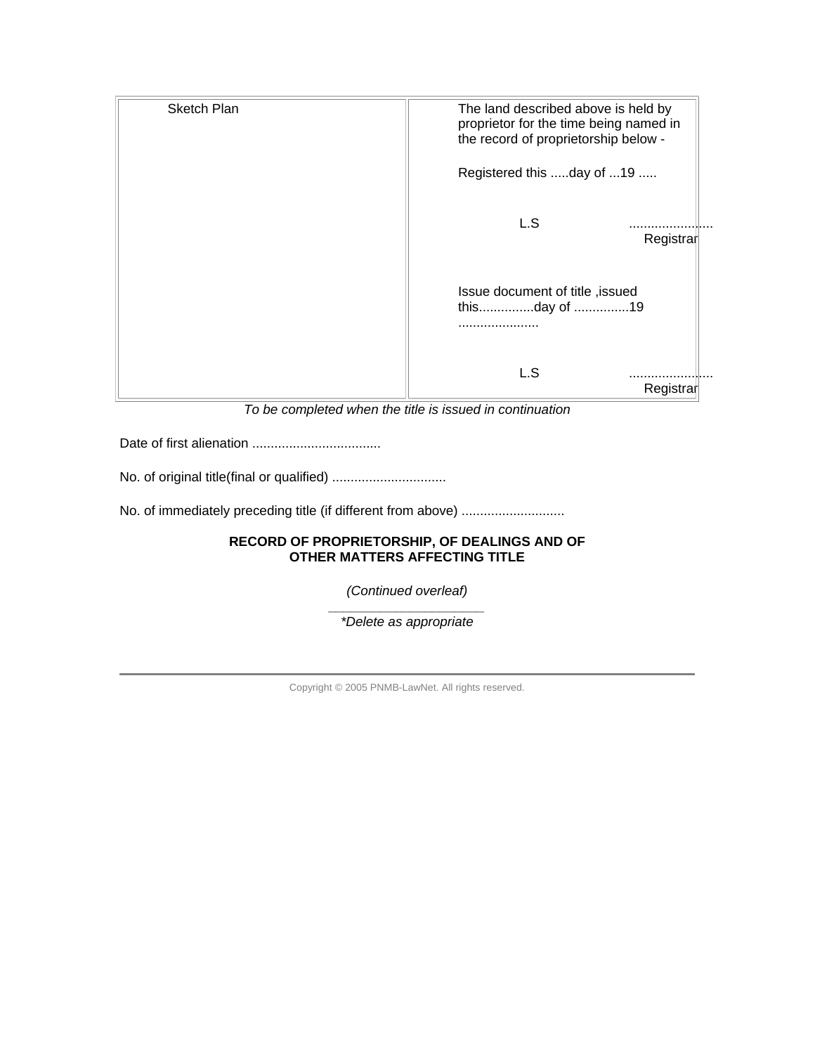| Sketch Plan | The land described above is held by proprietor for the time being named in the record of proprietorship below -<br><br>Registered this .....day of ...19 .....<br><br>L.S ....................... Registrar<br><br>Issue document of title ,issued this...............day of ...............19 ......................<br><br>L.S ....................... Registrar |
|---|---|

*To be completed when the title is issued in continuation*

Date of first alienation ...................................

No. of original title(final or qualified) ...............................

No. of immediately preceding title (if different from above) ............................

**RECORD OF PROPRIETORSHIP, OF DEALINGS AND OF OTHER MATTERS AFFECTING TITLE**

*(Continued overleaf)*

---

*\*Delete as appropriate*

Copyright © 2005 PNMB-LawNet. All rights reserved.